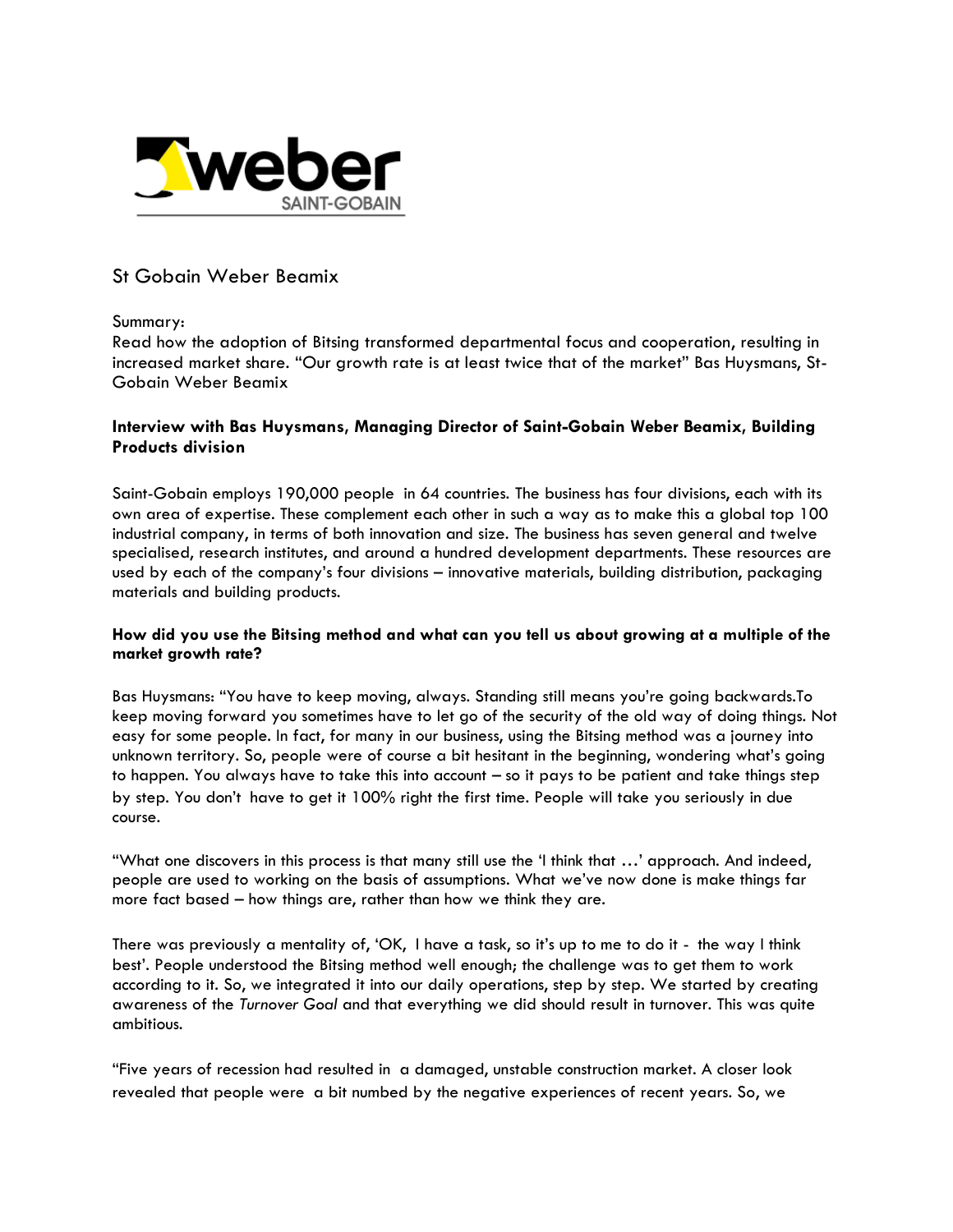# St Gobain Weber Beamix

Summary:
Read how the adoption of Bitsing transformed departmental focus and cooperation, resulting in increased market share. "Our growth rate is at least twice that of the market" Bas Huysmans, St-Gobain Weber Beamix

**Interview with Bas Huysmans, Managing Director of Saint-Gobain Weber Beamix, Building Products division**

Saint-Gobain employs 190,000 people in 64 countries. The business has four divisions, each with its own area of expertise. These complement each other in such a way as to make this a global top 100 industrial company, in terms of both innovation and size. The business has seven general and twelve specialised, research institutes, and around a hundred development departments. These resources are used by each of the company's four divisions – innovative materials, building distribution, packaging materials and building products.

**How did you use the Bitsing method and what can you tell us about growing at a multiple of the market growth rate?**

Bas Huysmans: "You have to keep moving, always. Standing still means you're going backwards.To keep moving forward you sometimes have to let go of the security of the old way of doing things. Not easy for some people. In fact, for many in our business, using the Bitsing method was a journey into unknown territory. So, people were of course a bit hesitant in the beginning, wondering what's going to happen. You always have to take this into account – so it pays to be patient and take things step by step. You don't have to get it 100% right the first time. People will take you seriously in due course.

"What one discovers in this process is that many still use the 'I think that …' approach. And indeed, people are used to working on the basis of assumptions. What we've now done is make things far more fact based – how things are, rather than how we think they are.

There was previously a mentality of, 'OK, I have a task, so it's up to me to do it - the way I think best'. People understood the Bitsing method well enough; the challenge was to get them to work according to it. So, we integrated it into our daily operations, step by step. We started by creating awareness of the *Turnover Goal* and that everything we did should result in turnover. This was quite ambitious.

"Five years of recession had resulted in a damaged, unstable construction market. A closer look revealed that people were a bit numbed by the negative experiences of recent years. So, we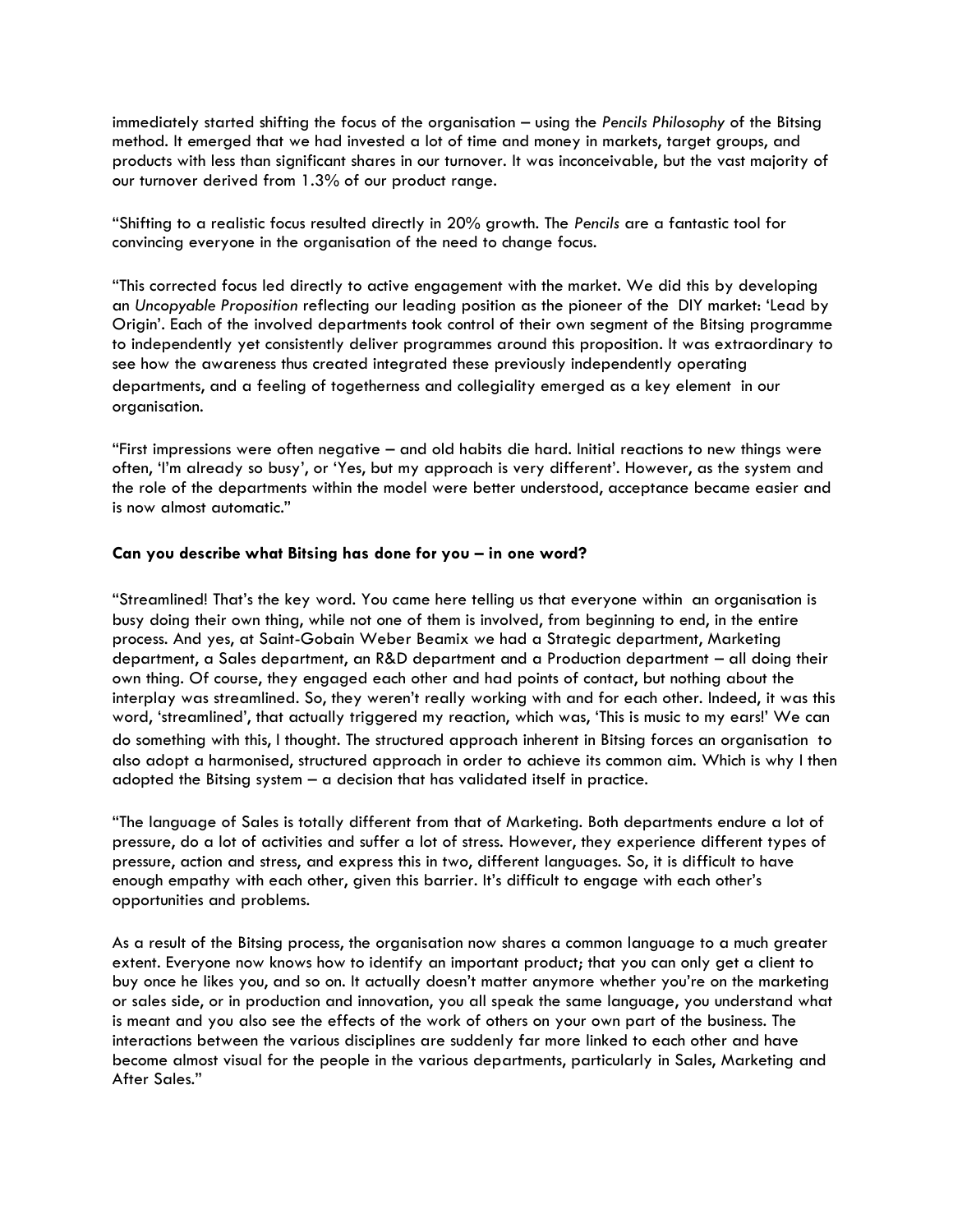immediately started shifting the focus of the organisation – using the *Pencils Philosophy* of the Bitsing method. It emerged that we had invested a lot of time and money in markets, target groups, and products with less than significant shares in our turnover. It was inconceivable, but the vast majority of our turnover derived from 1.3% of our product range.

"Shifting to a realistic focus resulted directly in 20% growth. The *Pencils* are a fantastic tool for convincing everyone in the organisation of the need to change focus.

"This corrected focus led directly to active engagement with the market. We did this by developing an *Uncopyable Proposition* reflecting our leading position as the pioneer of the DIY market: 'Lead by Origin'. Each of the involved departments took control of their own segment of the Bitsing programme to independently yet consistently deliver programmes around this proposition. It was extraordinary to see how the awareness thus created integrated these previously independently operating departments, and a feeling of togetherness and collegiality emerged as a key element in our organisation.

"First impressions were often negative – and old habits die hard. Initial reactions to new things were often, 'I'm already so busy', or 'Yes, but my approach is very different'. However, as the system and the role of the departments within the model were better understood, acceptance became easier and is now almost automatic."

**Can you describe what Bitsing has done for you – in one word?**

"Streamlined! That's the key word. You came here telling us that everyone within an organisation is busy doing their own thing, while not one of them is involved, from beginning to end, in the entire process. And yes, at Saint-Gobain Weber Beamix we had a Strategic department, Marketing department, a Sales department, an R&D department and a Production department – all doing their own thing. Of course, they engaged each other and had points of contact, but nothing about the interplay was streamlined. So, they weren't really working with and for each other. Indeed, it was this word, 'streamlined', that actually triggered my reaction, which was, 'This is music to my ears!' We can do something with this, I thought. The structured approach inherent in Bitsing forces an organisation to also adopt a harmonised, structured approach in order to achieve its common aim. Which is why I then adopted the Bitsing system – a decision that has validated itself in practice.

"The language of Sales is totally different from that of Marketing. Both departments endure a lot of pressure, do a lot of activities and suffer a lot of stress. However, they experience different types of pressure, action and stress, and express this in two, different languages. So, it is difficult to have enough empathy with each other, given this barrier. It's difficult to engage with each other's opportunities and problems.

As a result of the Bitsing process, the organisation now shares a common language to a much greater extent. Everyone now knows how to identify an important product; that you can only get a client to buy once he likes you, and so on. It actually doesn't matter anymore whether you're on the marketing or sales side, or in production and innovation, you all speak the same language, you understand what is meant and you also see the effects of the work of others on your own part of the business. The interactions between the various disciplines are suddenly far more linked to each other and have become almost visual for the people in the various departments, particularly in Sales, Marketing and After Sales."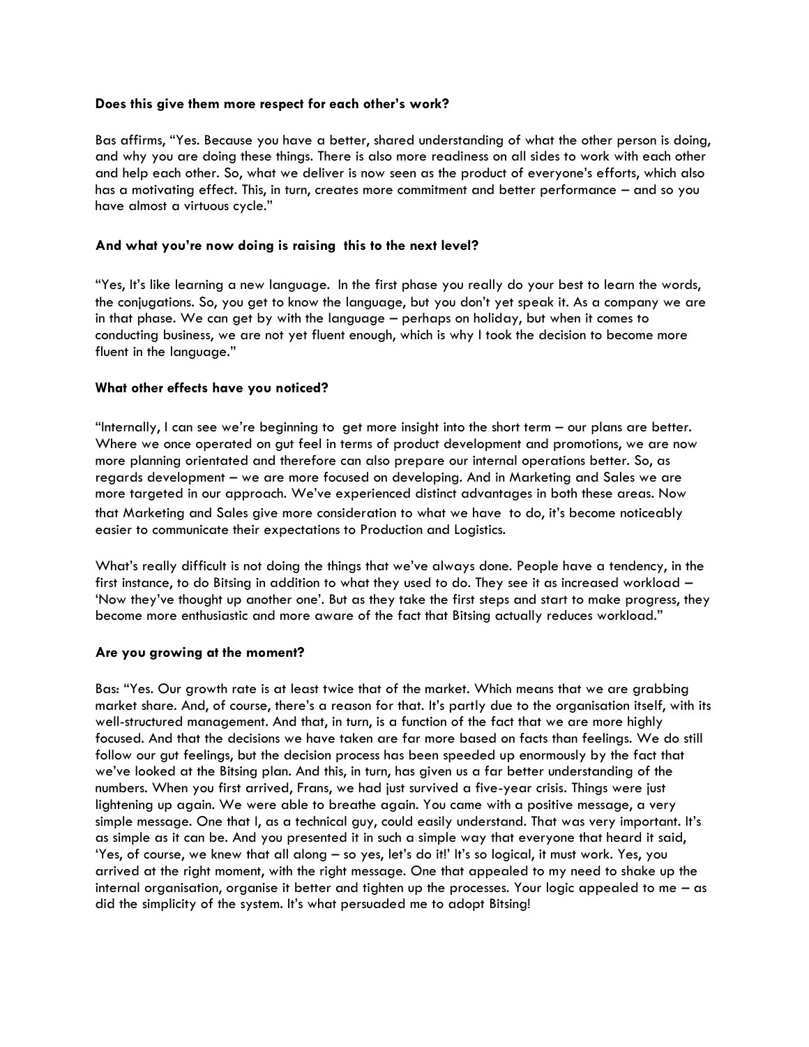**Does this give them more respect for each other's work?**

Bas affirms, "Yes. Because you have a better, shared understanding of what the other person is doing, and why you are doing these things. There is also more readiness on all sides to work with each other and help each other. So, what we deliver is now seen as the product of everyone's efforts, which also has a motivating effect. This, in turn, creates more commitment and better performance – and so you have almost a virtuous cycle."

**And what you're now doing is raising this to the next level?**

"Yes, It's like learning a new language. In the first phase you really do your best to learn the words, the conjugations. So, you get to know the language, but you don't yet speak it. As a company we are in that phase. We can get by with the language – perhaps on holiday, but when it comes to conducting business, we are not yet fluent enough, which is why I took the decision to become more fluent in the language."

**What other effects have you noticed?**

"Internally, I can see we're beginning to get more insight into the short term – our plans are better. Where we once operated on gut feel in terms of product development and promotions, we are now more planning orientated and therefore can also prepare our internal operations better. So, as regards development – we are more focused on developing. And in Marketing and Sales we are more targeted in our approach. We've experienced distinct advantages in both these areas. Now that Marketing and Sales give more consideration to what we have to do, it's become noticeably easier to communicate their expectations to Production and Logistics.

What's really difficult is not doing the things that we've always done. People have a tendency, in the first instance, to do Bitsing in addition to what they used to do. They see it as increased workload – 'Now they've thought up another one'. But as they take the first steps and start to make progress, they become more enthusiastic and more aware of the fact that Bitsing actually reduces workload."

**Are you growing at the moment?**

Bas: "Yes. Our growth rate is at least twice that of the market. Which means that we are grabbing market share. And, of course, there's a reason for that. It's partly due to the organisation itself, with its well-structured management. And that, in turn, is a function of the fact that we are more highly focused. And that the decisions we have taken are far more based on facts than feelings. We do still follow our gut feelings, but the decision process has been speeded up enormously by the fact that we've looked at the Bitsing plan. And this, in turn, has given us a far better understanding of the numbers. When you first arrived, Frans, we had just survived a five-year crisis. Things were just lightening up again. We were able to breathe again. You came with a positive message, a very simple message. One that I, as a technical guy, could easily understand. That was very important. It's as simple as it can be. And you presented it in such a simple way that everyone that heard it said, 'Yes, of course, we knew that all along – so yes, let's do it!' It's so logical, it must work. Yes, you arrived at the right moment, with the right message. One that appealed to my need to shake up the internal organisation, organise it better and tighten up the processes. Your logic appealed to me – as did the simplicity of the system. It's what persuaded me to adopt Bitsing!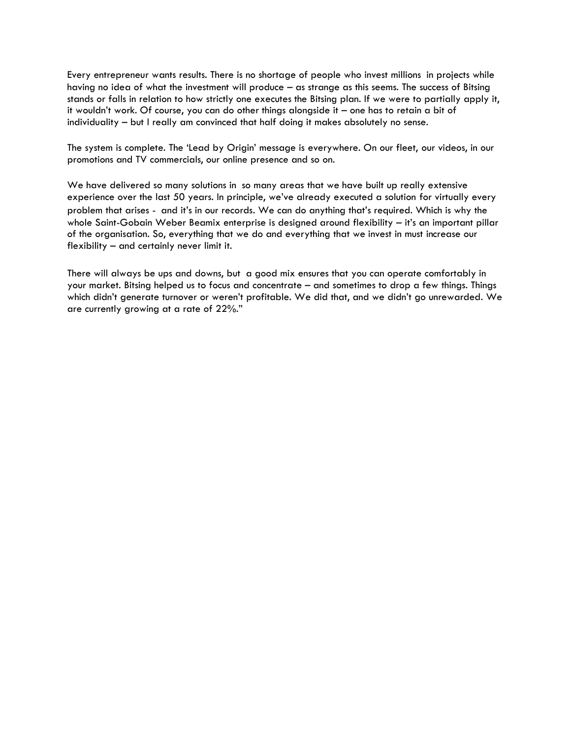Every entrepreneur wants results. There is no shortage of people who invest millions in projects while having no idea of what the investment will produce – as strange as this seems. The success of Bitsing stands or falls in relation to how strictly one executes the Bitsing plan. If we were to partially apply it, it wouldn't work. Of course, you can do other things alongside it – one has to retain a bit of individuality – but I really am convinced that half doing it makes absolutely no sense.

The system is complete. The 'Lead by Origin' message is everywhere. On our fleet, our videos, in our promotions and TV commercials, our online presence and so on.

We have delivered so many solutions in so many areas that we have built up really extensive experience over the last 50 years. In principle, we've already executed a solution for virtually every problem that arises - and it's in our records. We can do anything that's required. Which is why the whole Saint-Gobain Weber Beamix enterprise is designed around flexibility – it's an important pillar of the organisation. So, everything that we do and everything that we invest in must increase our flexibility – and certainly never limit it.

There will always be ups and downs, but a good mix ensures that you can operate comfortably in your market. Bitsing helped us to focus and concentrate – and sometimes to drop a few things. Things which didn't generate turnover or weren't profitable. We did that, and we didn't go unrewarded. We are currently growing at a rate of 22%."